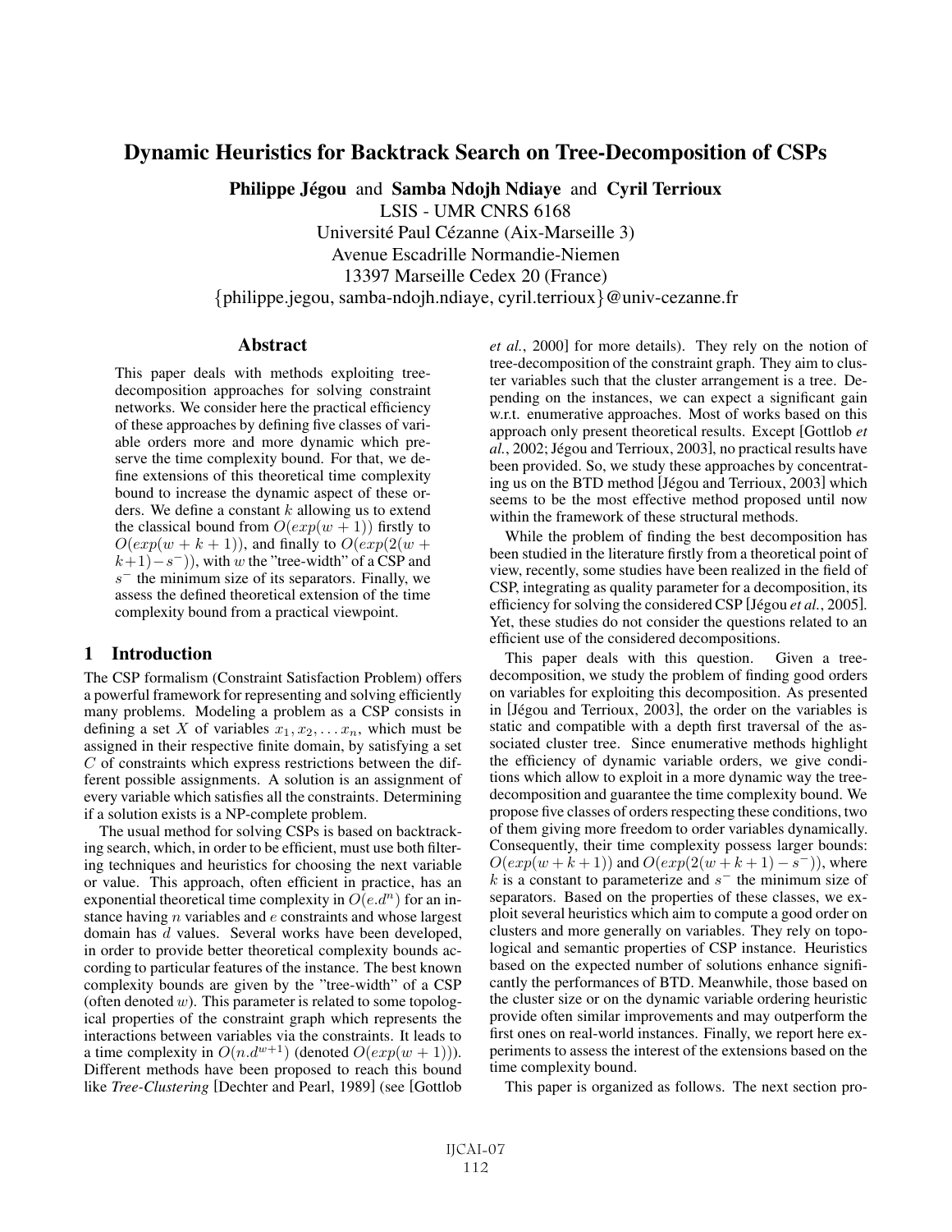# Dynamic Heuristics for Backtrack Search on Tree-Decomposition of CSPs

**Philippe Jégou** and **Samba Ndojh Ndiaye** and **Cyril Terrioux**

LSIS - UMR CNRS 6168
Université Paul Cézanne (Aix-Marseille 3)
Avenue Escadrille Normandie-Niemen
13397 Marseille Cedex 20 (France)
{philippe.jegou, samba-ndojh.ndiaye, cyril.terrioux}@univ-cezanne.fr

## Abstract

This paper deals with methods exploiting tree-decomposition approaches for solving constraint networks. We consider here the practical efficiency of these approaches by defining five classes of variable orders more and more dynamic which preserve the time complexity bound. For that, we define extensions of this theoretical time complexity bound to increase the dynamic aspect of these orders. We define a constant $k$ allowing us to extend the classical bound from $O(exp(w+1))$ firstly to $O(exp(w+k+1))$, and finally to $O(exp(2(w+k+1)-s^-))$, with $w$ the "tree-width" of a CSP and $s^-$ the minimum size of its separators. Finally, we assess the defined theoretical extension of the time complexity bound from a practical viewpoint.

## 1 Introduction

The CSP formalism (Constraint Satisfaction Problem) offers a powerful framework for representing and solving efficiently many problems. Modeling a problem as a CSP consists in defining a set $X$ of variables $x_1, x_2, \ldots x_n$, which must be assigned in their respective finite domain, by satisfying a set $C$ of constraints which express restrictions between the different possible assignments. A solution is an assignment of every variable which satisfies all the constraints. Determining if a solution exists is a NP-complete problem.

The usual method for solving CSPs is based on backtracking search, which, in order to be efficient, must use both filtering techniques and heuristics for choosing the next variable or value. This approach, often efficient in practice, has an exponential theoretical time complexity in $O(e.d^n)$ for an instance having $n$ variables and $e$ constraints and whose largest domain has $d$ values. Several works have been developed, in order to provide better theoretical complexity bounds according to particular features of the instance. The best known complexity bounds are given by the "tree-width" of a CSP (often denoted $w$). This parameter is related to some topological properties of the constraint graph which represents the interactions between variables via the constraints. It leads to a time complexity in $O(n.d^{w+1})$ (denoted $O(exp(w+1))$). Different methods have been proposed to reach this bound like *Tree-Clustering* [Dechter and Pearl, 1989] (see [Gottlob *et al.*, 2000] for more details). They rely on the notion of tree-decomposition of the constraint graph. They aim to cluster variables such that the cluster arrangement is a tree. Depending on the instances, we can expect a significant gain w.r.t. enumerative approaches. Most of works based on this approach only present theoretical results. Except [Gottlob *et al.*, 2002; Jégou and Terrioux, 2003], no practical results have been provided. So, we study these approaches by concentrating us on the BTD method [Jégou and Terrioux, 2003] which seems to be the most effective method proposed until now within the framework of these structural methods.

While the problem of finding the best decomposition has been studied in the literature firstly from a theoretical point of view, recently, some studies have been realized in the field of CSP, integrating as quality parameter for a decomposition, its efficiency for solving the considered CSP [Jégou *et al.*, 2005]. Yet, these studies do not consider the questions related to an efficient use of the considered decompositions.

This paper deals with this question. Given a tree-decomposition, we study the problem of finding good orders on variables for exploiting this decomposition. As presented in [Jégou and Terrioux, 2003], the order on the variables is static and compatible with a depth first traversal of the associated cluster tree. Since enumerative methods highlight the efficiency of dynamic variable orders, we give conditions which allow to exploit in a more dynamic way the tree-decomposition and guarantee the time complexity bound. We propose five classes of orders respecting these conditions, two of them giving more freedom to order variables dynamically. Consequently, their time complexity possess larger bounds: $O(exp(w+k+1))$ and $O(exp(2(w+k+1)-s^-))$, where $k$ is a constant to parameterize and $s^-$ the minimum size of separators. Based on the properties of these classes, we exploit several heuristics which aim to compute a good order on clusters and more generally on variables. They rely on topological and semantic properties of CSP instance. Heuristics based on the expected number of solutions enhance significantly the performances of BTD. Meanwhile, those based on the cluster size or on the dynamic variable ordering heuristic provide often similar improvements and may outperform the first ones on real-world instances. Finally, we report here experiments to assess the interest of the extensions based on the time complexity bound.

This paper is organized as follows. The next section pro-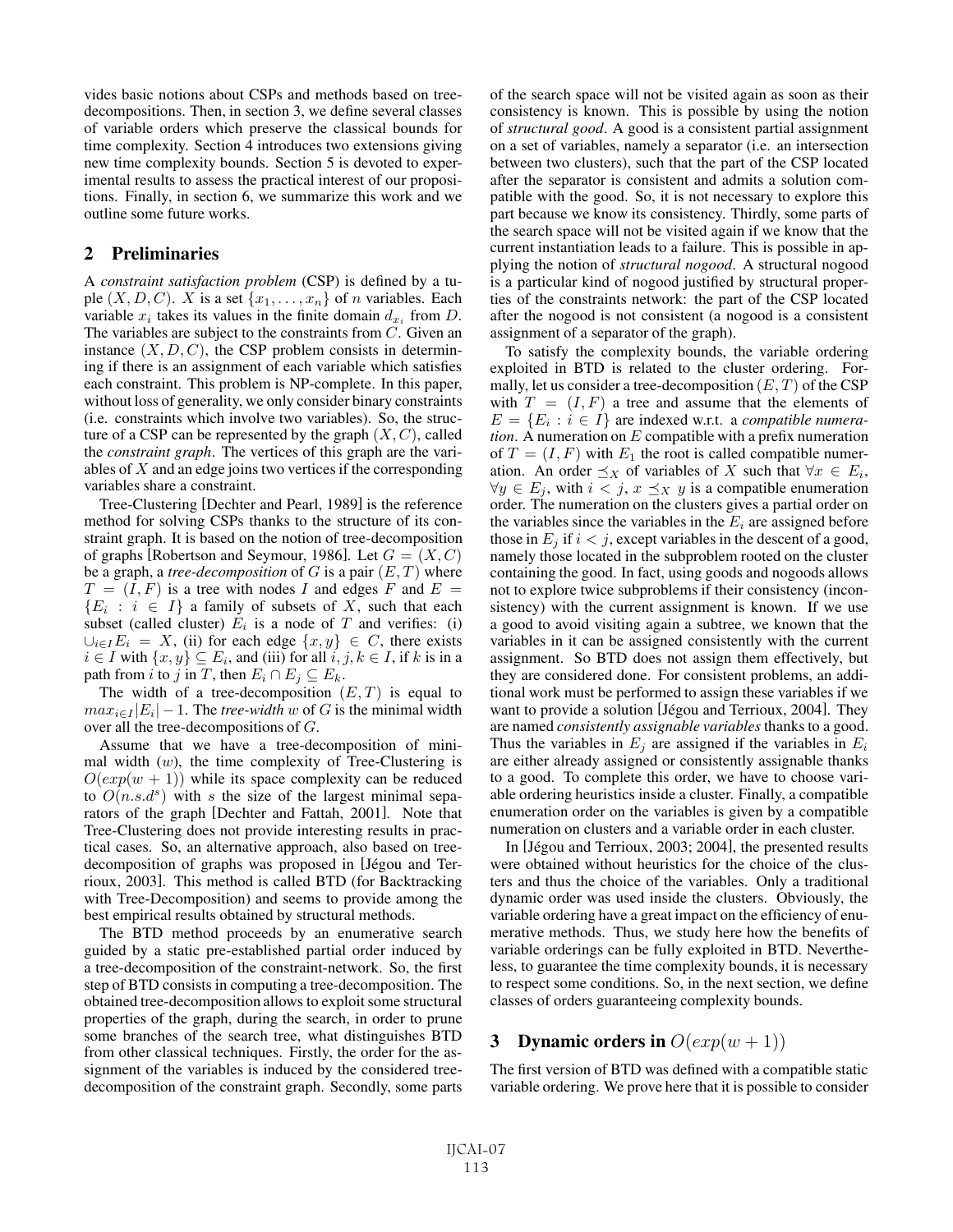vides basic notions about CSPs and methods based on tree-decompositions. Then, in section 3, we define several classes of variable orders which preserve the classical bounds for time complexity. Section 4 introduces two extensions giving new time complexity bounds. Section 5 is devoted to experimental results to assess the practical interest of our propositions. Finally, in section 6, we summarize this work and we outline some future works.

## 2 Preliminaries

A *constraint satisfaction problem* (CSP) is defined by a tuple $(X, D, C)$. $X$ is a set $\{x_1, \ldots, x_n\}$ of $n$ variables. Each variable $x_i$ takes its values in the finite domain $d_{x_i}$ from $D$. The variables are subject to the constraints from $C$. Given an instance $(X, D, C)$, the CSP problem consists in determining if there is an assignment of each variable which satisfies each constraint. This problem is NP-complete. In this paper, without loss of generality, we only consider binary constraints (i.e. constraints which involve two variables). So, the structure of a CSP can be represented by the graph $(X, C)$, called the *constraint graph*. The vertices of this graph are the variables of $X$ and an edge joins two vertices if the corresponding variables share a constraint.

Tree-Clustering [Dechter and Pearl, 1989] is the reference method for solving CSPs thanks to the structure of its constraint graph. It is based on the notion of tree-decomposition of graphs [Robertson and Seymour, 1986]. Let $G = (X, C)$ be a graph, a *tree-decomposition* of $G$ is a pair $(E, T)$ where $T = (I, F)$ is a tree with nodes $I$ and edges $F$ and $E = \{E_i : i \in I\}$ a family of subsets of $X$, such that each subset (called cluster) $E_i$ is a node of $T$ and verifies: (i) $\cup_{i \in I} E_i = X$, (ii) for each edge $\{x, y\} \in C$, there exists $i \in I$ with $\{x, y\} \subseteq E_i$, and (iii) for all $i, j, k \in I$, if $k$ is in a path from $i$ to $j$ in $T$, then $E_i \cap E_j \subseteq E_k$.

The width of a tree-decomposition $(E, T)$ is equal to $max_{i \in I}|E_i| - 1$. The *tree-width* $w$ of $G$ is the minimal width over all the tree-decompositions of $G$.

Assume that we have a tree-decomposition of minimal width ($w$), the time complexity of Tree-Clustering is $O(exp(w + 1))$ while its space complexity can be reduced to $O(n.s.d^s)$ with $s$ the size of the largest minimal separators of the graph [Dechter and Fattah, 2001]. Note that Tree-Clustering does not provide interesting results in practical cases. So, an alternative approach, also based on tree-decomposition of graphs was proposed in [Jégou and Terrioux, 2003]. This method is called BTD (for Backtracking with Tree-Decomposition) and seems to provide among the best empirical results obtained by structural methods.

The BTD method proceeds by an enumerative search guided by a static pre-established partial order induced by a tree-decomposition of the constraint-network. So, the first step of BTD consists in computing a tree-decomposition. The obtained tree-decomposition allows to exploit some structural properties of the graph, during the search, in order to prune some branches of the search tree, what distinguishes BTD from other classical techniques. Firstly, the order for the assignment of the variables is induced by the considered tree-decomposition of the constraint graph. Secondly, some parts of the search space will not be visited again as soon as their consistency is known. This is possible by using the notion of *structural good*. A good is a consistent partial assignment on a set of variables, namely a separator (i.e. an intersection between two clusters), such that the part of the CSP located after the separator is consistent and admits a solution compatible with the good. So, it is not necessary to explore this part because we know its consistency. Thirdly, some parts of the search space will not be visited again if we know that the current instantiation leads to a failure. This is possible in applying the notion of *structural nogood*. A structural nogood is a particular kind of nogood justified by structural properties of the constraints network: the part of the CSP located after the nogood is not consistent (a nogood is a consistent assignment of a separator of the graph).

To satisfy the complexity bounds, the variable ordering exploited in BTD is related to the cluster ordering. Formally, let us consider a tree-decomposition $(E, T)$ of the CSP with $T = (I, F)$ a tree and assume that the elements of $E = \{E_i : i \in I\}$ are indexed w.r.t. a *compatible numeration*. A numeration on $E$ compatible with a prefix numeration of $T = (I, F)$ with $E_1$ the root is called compatible numeration. An order $\preceq_X$ of variables of $X$ such that $\forall x \in E_i$, $\forall y \in E_j$, with $i < j$, $x \preceq_X y$ is a compatible enumeration order. The numeration on the clusters gives a partial order on the variables since the variables in the $E_i$ are assigned before those in $E_j$ if $i < j$, except variables in the descent of a good, namely those located in the subproblem rooted on the cluster containing the good. In fact, using goods and nogoods allows not to explore twice subproblems if their consistency (inconsistency) with the current assignment is known. If we use a good to avoid visiting again a subtree, we known that the variables in it can be assigned consistently with the current assignment. So BTD does not assign them effectively, but they are considered done. For consistent problems, an additional work must be performed to assign these variables if we want to provide a solution [Jégou and Terrioux, 2004]. They are named *consistently assignable variables* thanks to a good. Thus the variables in $E_j$ are assigned if the variables in $E_i$ are either already assigned or consistently assignable thanks to a good. To complete this order, we have to choose variable ordering heuristics inside a cluster. Finally, a compatible enumeration order on the variables is given by a compatible numeration on clusters and a variable order in each cluster.

In [Jégou and Terrioux, 2003; 2004], the presented results were obtained without heuristics for the choice of the clusters and thus the choice of the variables. Only a traditional dynamic order was used inside the clusters. Obviously, the variable ordering have a great impact on the efficiency of enumerative methods. Thus, we study here how the benefits of variable orderings can be fully exploited in BTD. Nevertheless, to guarantee the time complexity bounds, it is necessary to respect some conditions. So, in the next section, we define classes of orders guaranteeing complexity bounds.

## 3 Dynamic orders in $O(exp(w + 1))$

The first version of BTD was defined with a compatible static variable ordering. We prove here that it is possible to consider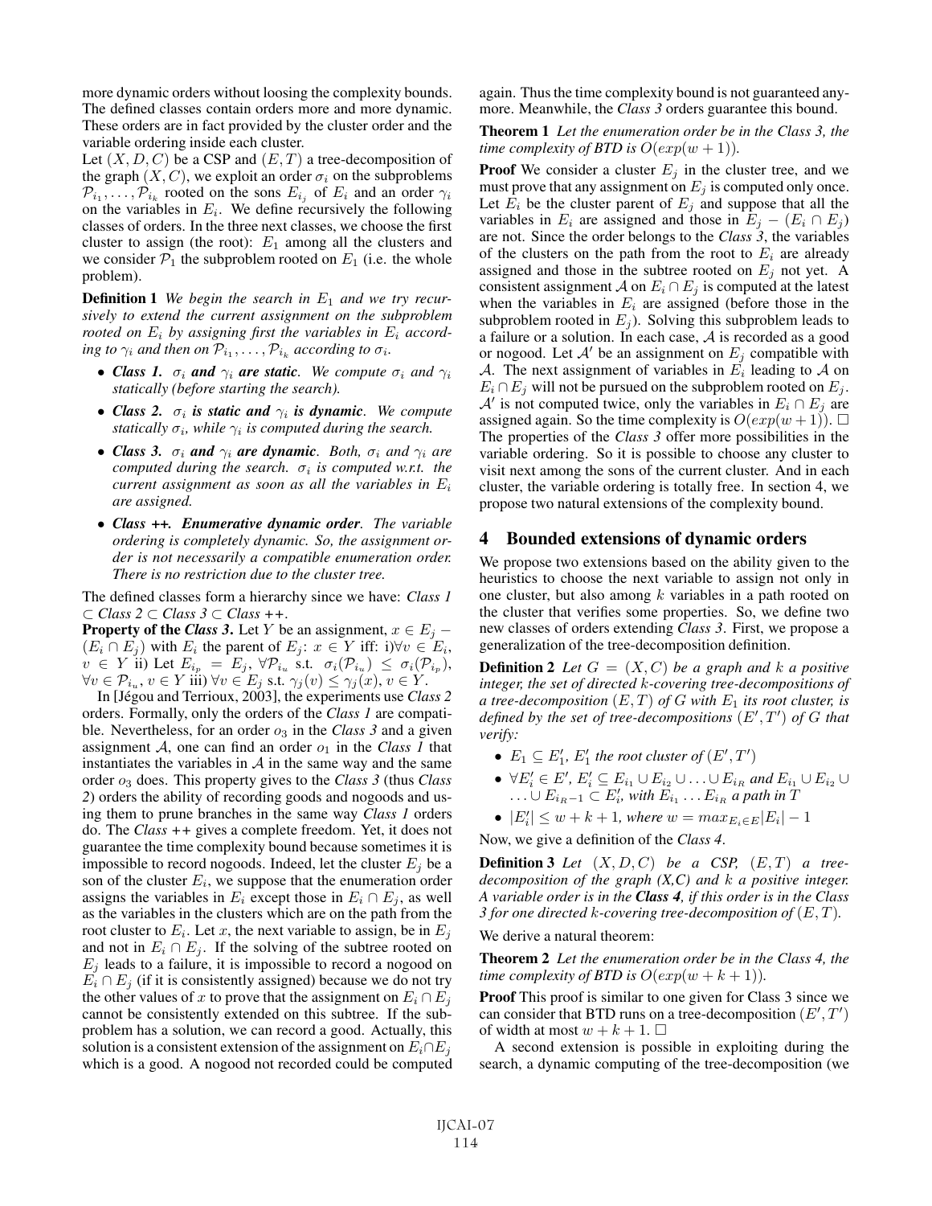more dynamic orders without loosing the complexity bounds. The defined classes contain orders more and more dynamic. These orders are in fact provided by the cluster order and the variable ordering inside each cluster.

Let $(X, D, C)$ be a CSP and $(E, T)$ a tree-decomposition of the graph $(X, C)$, we exploit an order $\sigma_i$ on the subproblems $\mathcal{P}_{i_1}, \ldots, \mathcal{P}_{i_k}$ rooted on the sons $E_{i_j}$ of $E_i$ and an order $\gamma_i$ on the variables in $E_i$. We define recursively the following classes of orders. In the three next classes, we choose the first cluster to assign (the root): $E_1$ among all the clusters and we consider $\mathcal{P}_1$ the subproblem rooted on $E_1$ (i.e. the whole problem).

**Definition 1** *We begin the search in $E_1$ and we try recursively to extend the current assignment on the subproblem rooted on $E_i$ by assigning first the variables in $E_i$ according to $\gamma_i$ and then on $\mathcal{P}_{i_1}, \ldots, \mathcal{P}_{i_k}$ according to $\sigma_i$.*

- ***Class 1.*** ***$\sigma_i$ and $\gamma_i$ are static****. We compute $\sigma_i$ and $\gamma_i$ statically (before starting the search).*
- ***Class 2.*** ***$\sigma_i$ is static and $\gamma_i$ is dynamic****. We compute statically $\sigma_i$, while $\gamma_i$ is computed during the search.*
- ***Class 3.*** ***$\sigma_i$ and $\gamma_i$ are dynamic****. Both, $\sigma_i$ and $\gamma_i$ are computed during the search. $\sigma_i$ is computed w.r.t. the current assignment as soon as all the variables in $E_i$ are assigned.*
- ***Class ++.*** ***Enumerative dynamic order****. The variable ordering is completely dynamic. So, the assignment order is not necessarily a compatible enumeration order. There is no restriction due to the cluster tree.*

The defined classes form a hierarchy since we have: *Class 1* $\subset$ *Class 2* $\subset$ *Class 3* $\subset$ *Class ++*.

**Property of the *Class 3*.** Let $Y$ be an assignment, $x \in E_j - (E_i \cap E_j)$ with $E_i$ the parent of $E_j$: $x \in Y$ iff: i)$\forall v \in E_i$, $v \in Y$ ii) Let $E_{i_p} = E_j$, $\forall \mathcal{P}_{i_u}$ s.t. $\sigma_i(\mathcal{P}_{i_u}) \leq \sigma_i(\mathcal{P}_{i_p})$, $\forall v \in \mathcal{P}_{i_u}, v \in Y$ iii) $\forall v \in E_j$ s.t. $\gamma_j(v) \leq \gamma_j(x), v \in Y$.

In [Jégou and Terrioux, 2003], the experiments use *Class 2* orders. Formally, only the orders of the *Class 1* are compatible. Nevertheless, for an order $o_3$ in the *Class 3* and a given assignment $\mathcal{A}$, one can find an order $o_1$ in the *Class 1* that instantiates the variables in $\mathcal{A}$ in the same way and the same order $o_3$ does. This property gives to the *Class 3* (thus *Class 2*) orders the ability of recording goods and nogoods and using them to prune branches in the same way *Class 1* orders do. The *Class ++* gives a complete freedom. Yet, it does not guarantee the time complexity bound because sometimes it is impossible to record nogoods. Indeed, let the cluster $E_j$ be a son of the cluster $E_i$, we suppose that the enumeration order assigns the variables in $E_i$ except those in $E_i \cap E_j$, as well as the variables in the clusters which are on the path from the root cluster to $E_i$. Let $x$, the next variable to assign, be in $E_j$ and not in $E_i \cap E_j$. If the solving of the subtree rooted on $E_j$ leads to a failure, it is impossible to record a nogood on $E_i \cap E_j$ (if it is consistently assigned) because we do not try the other values of $x$ to prove that the assignment on $E_i \cap E_j$ cannot be consistently extended on this subtree. If the subproblem has a solution, we can record a good. Actually, this solution is a consistent extension of the assignment on $E_i \cap E_j$ which is a good. A nogood not recorded could be computed again. Thus the time complexity bound is not guaranteed anymore. Meanwhile, the *Class 3* orders guarantee this bound.

**Theorem 1** *Let the enumeration order be in the Class 3, the time complexity of BTD is $O(exp(w + 1))$.*

**Proof** We consider a cluster $E_j$ in the cluster tree, and we must prove that any assignment on $E_j$ is computed only once. Let $E_i$ be the cluster parent of $E_j$ and suppose that all the variables in $E_i$ are assigned and those in $E_j - (E_i \cap E_j)$ are not. Since the order belongs to the *Class 3*, the variables of the clusters on the path from the root to $E_i$ are already assigned and those in the subtree rooted on $E_j$ not yet. A consistent assignment $\mathcal{A}$ on $E_i \cap E_j$ is computed at the latest when the variables in $E_i$ are assigned (before those in the subproblem rooted in $E_j$). Solving this subproblem leads to a failure or a solution. In each case, $\mathcal{A}$ is recorded as a good or nogood. Let $\mathcal{A}'$ be an assignment on $E_j$ compatible with $\mathcal{A}$. The next assignment of variables in $E_i$ leading to $\mathcal{A}$ on $E_i \cap E_j$ will not be pursued on the subproblem rooted on $E_j$. $\mathcal{A}'$ is not computed twice, only the variables in $E_i \cap E_j$ are assigned again. So the time complexity is $O(exp(w + 1))$. $\square$

The properties of the *Class 3* offer more possibilities in the variable ordering. So it is possible to choose any cluster to visit next among the sons of the current cluster. And in each cluster, the variable ordering is totally free. In section 4, we propose two natural extensions of the complexity bound.

## 4 Bounded extensions of dynamic orders

We propose two extensions based on the ability given to the heuristics to choose the next variable to assign not only in one cluster, but also among $k$ variables in a path rooted on the cluster that verifies some properties. So, we define two new classes of orders extending *Class 3*. First, we propose a generalization of the tree-decomposition definition.

**Definition 2** *Let $G = (X, C)$ be a graph and $k$ a positive integer, the set of directed $k$-covering tree-decompositions of a tree-decomposition $(E, T)$ of $G$ with $E_1$ its root cluster, is defined by the set of tree-decompositions $(E', T')$ of $G$ that verify:*

- *$E_1 \subseteq E'_1$, $E'_1$ the root cluster of $(E', T')$*
- *$\forall E'_i \in E'$, $E'_i \subseteq E_{i_1} \cup E_{i_2} \cup \ldots \cup E_{i_R}$ and $E_{i_1} \cup E_{i_2} \cup \ldots \cup E_{i_R - 1} \subset E'_i$, with $E_{i_1} \ldots E_{i_R}$ a path in $T$*
- *$|E'_i| \leq w + k + 1$, where $w = max_{E_i \in E} |E_i| - 1$*

Now, we give a definition of the *Class 4*.

**Definition 3** *Let $(X, D, C)$ be a CSP, $(E, T)$ a tree-decomposition of the graph (X,C) and $k$ a positive integer. A variable order is in the **Class 4**, if this order is in the Class 3 for one directed $k$-covering tree-decomposition of $(E, T)$.*

We derive a natural theorem:

**Theorem 2** *Let the enumeration order be in the Class 4, the time complexity of BTD is $O(exp(w + k + 1))$.*

**Proof** This proof is similar to one given for Class 3 since we can consider that BTD runs on a tree-decomposition $(E', T')$ of width at most $w + k + 1$. $\square$

A second extension is possible in exploiting during the search, a dynamic computing of the tree-decomposition (we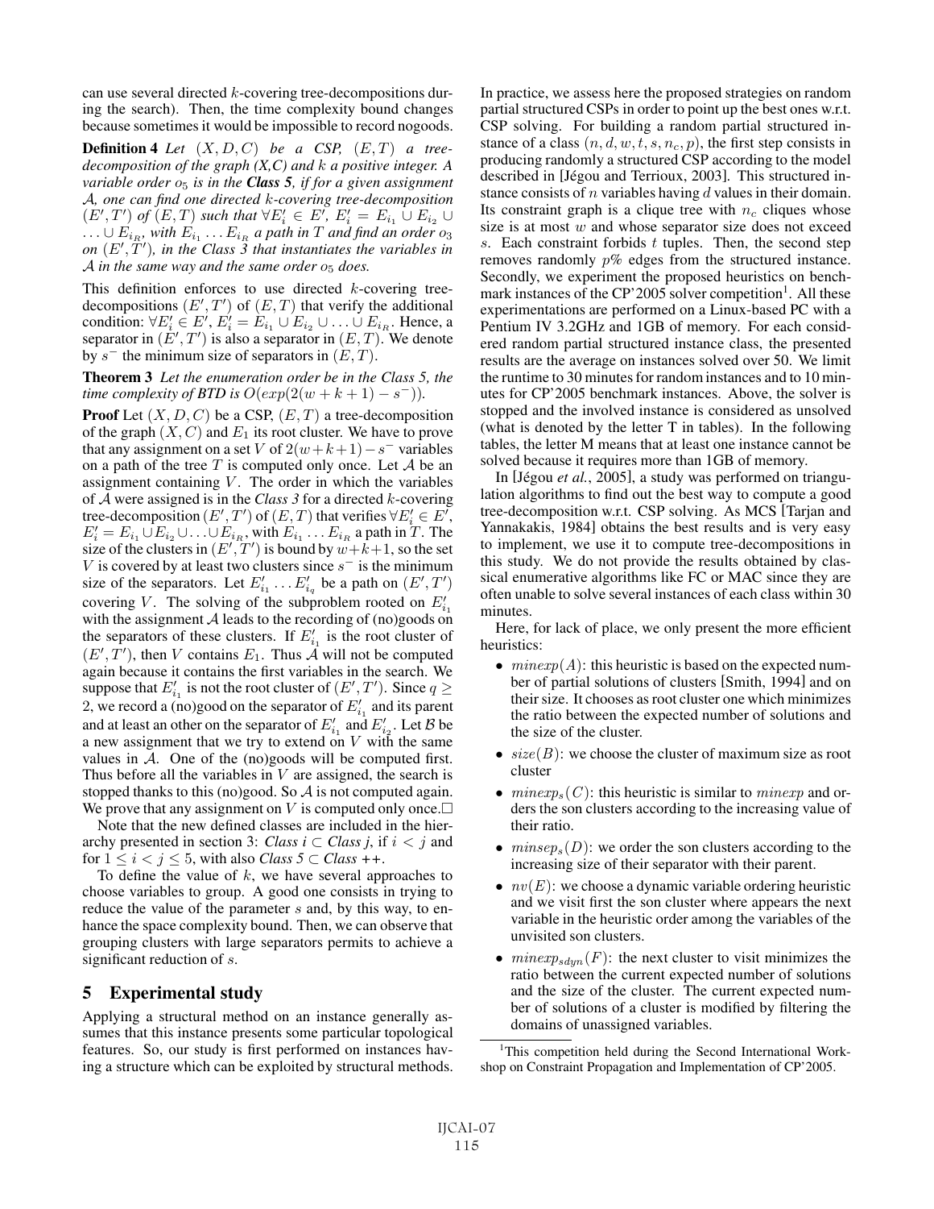can use several directed $k$-covering tree-decompositions during the search). Then, the time complexity bound changes because sometimes it would be impossible to record nogoods.

**Definition 4** *Let $(X, D, C)$ be a CSP, $(E, T)$ a tree-decomposition of the graph (X,C) and $k$ a positive integer. A variable order $o_5$ is in the* ***Class 5****, if for a given assignment $\mathcal{A}$, one can find one directed $k$-covering tree-decomposition $(E', T')$ of $(E, T)$ such that $\forall E'_i \in E'$, $E'_i = E_{i_1} \cup E_{i_2} \cup \ldots \cup E_{i_R}$, with $E_{i_1} \ldots E_{i_R}$ a path in $T$ and find an order $o_3$ on $(E', T')$, in the Class 3 that instantiates the variables in $\mathcal{A}$ in the same way and the same order $o_5$ does.*

This definition enforces to use directed $k$-covering tree-decompositions $(E', T')$ of $(E, T)$ that verify the additional condition: $\forall E'_i \in E'$, $E'_i = E_{i_1} \cup E_{i_2} \cup \ldots \cup E_{i_R}$. Hence, a separator in $(E', T')$ is also a separator in $(E, T)$. We denote by $s^-$ the minimum size of separators in $(E, T)$.

**Theorem 3** *Let the enumeration order be in the Class 5, the time complexity of BTD is $O(exp(2(w + k + 1) - s^-))$.*

**Proof** Let $(X, D, C)$ be a CSP, $(E, T)$ a tree-decomposition of the graph $(X, C)$ and $E_1$ its root cluster. We have to prove that any assignment on a set $V$ of $2(w+k+1)-s^-$ variables on a path of the tree $T$ is computed only once. Let $\mathcal{A}$ be an assignment containing $V$. The order in which the variables of $\mathcal{A}$ were assigned is in the *Class 3* for a directed $k$-covering tree-decomposition $(E', T')$ of $(E, T)$ that verifies $\forall E'_i \in E'$, $E'_i = E_{i_1} \cup E_{i_2} \cup \ldots \cup E_{i_R}$, with $E_{i_1} \ldots E_{i_R}$ a path in $T$. The size of the clusters in $(E', T')$ is bound by $w+k+1$, so the set $V$ is covered by at least two clusters since $s^-$ is the minimum size of the separators. Let $E'_{i_1} \ldots E'_{i_q}$ be a path on $(E', T')$ covering $V$. The solving of the subproblem rooted on $E'_{i_1}$ with the assignment $\mathcal{A}$ leads to the recording of (no)goods on the separators of these clusters. If $E'_{i_1}$ is the root cluster of $(E', T')$, then $V$ contains $E_1$. Thus $\mathcal{A}$ will not be computed again because it contains the first variables in the search. We suppose that $E'_{i_1}$ is not the root cluster of $(E', T')$. Since $q \geq 2$, we record a (no)good on the separator of $E'_{i_1}$ and its parent and at least an other on the separator of $E'_{i_1}$ and $E'_{i_2}$. Let $\mathcal{B}$ be a new assignment that we try to extend on $V$ with the same values in $\mathcal{A}$. One of the (no)goods will be computed first. Thus before all the variables in $V$ are assigned, the search is stopped thanks to this (no)good. So $\mathcal{A}$ is not computed again. We prove that any assignment on $V$ is computed only once.□

Note that the new defined classes are included in the hierarchy presented in section 3: *Class i* ⊂ *Class j*, if $i < j$ and for $1 \leq i < j \leq 5$, with also *Class 5* ⊂ *Class ++*.

To define the value of $k$, we have several approaches to choose variables to group. A good one consists in trying to reduce the value of the parameter $s$ and, by this way, to enhance the space complexity bound. Then, we can observe that grouping clusters with large separators permits to achieve a significant reduction of $s$.

## 5 Experimental study

Applying a structural method on an instance generally assumes that this instance presents some particular topological features. So, our study is first performed on instances having a structure which can be exploited by structural methods. In practice, we assess here the proposed strategies on random partial structured CSPs in order to point up the best ones w.r.t. CSP solving. For building a random partial structured instance of a class $(n, d, w, t, s, n_c, p)$, the first step consists in producing randomly a structured CSP according to the model described in [Jégou and Terrioux, 2003]. This structured instance consists of $n$ variables having $d$ values in their domain. Its constraint graph is a clique tree with $n_c$ cliques whose size is at most $w$ and whose separator size does not exceed $s$. Each constraint forbids $t$ tuples. Then, the second step removes randomly $p$% edges from the structured instance. Secondly, we experiment the proposed heuristics on benchmark instances of the CP'2005 solver competition[1]. All these experimentations are performed on a Linux-based PC with a Pentium IV 3.2GHz and 1GB of memory. For each considered random partial structured instance class, the presented results are the average on instances solved over 50. We limit the runtime to 30 minutes for random instances and to 10 minutes for CP'2005 benchmark instances. Above, the solver is stopped and the involved instance is considered as unsolved (what is denoted by the letter T in tables). In the following tables, the letter M means that at least one instance cannot be solved because it requires more than 1GB of memory.

In [Jégou *et al.*, 2005], a study was performed on triangulation algorithms to find out the best way to compute a good tree-decomposition w.r.t. CSP solving. As MCS [Tarjan and Yannakakis, 1984] obtains the best results and is very easy to implement, we use it to compute tree-decompositions in this study. We do not provide the results obtained by classical enumerative algorithms like FC or MAC since they are often unable to solve several instances of each class within 30 minutes.

Here, for lack of place, we only present the more efficient heuristics:

- $minexp(A)$: this heuristic is based on the expected number of partial solutions of clusters [Smith, 1994] and on their size. It chooses as root cluster one which minimizes the ratio between the expected number of solutions and the size of the cluster.
- $size(B)$: we choose the cluster of maximum size as root cluster
- $minexp_s(C)$: this heuristic is similar to $minexp$ and orders the son clusters according to the increasing value of their ratio.
- $minsep_s(D)$: we order the son clusters according to the increasing size of their separator with their parent.
- $nv(E)$: we choose a dynamic variable ordering heuristic and we visit first the son cluster where appears the next variable in the heuristic order among the variables of the unvisited son clusters.
- $minexp_{sdyn}(F)$: the next cluster to visit minimizes the ratio between the current expected number of solutions and the size of the cluster. The current expected number of solutions of a cluster is modified by filtering the domains of unassigned variables.

[1] This competition held during the Second International Workshop on Constraint Propagation and Implementation of CP'2005.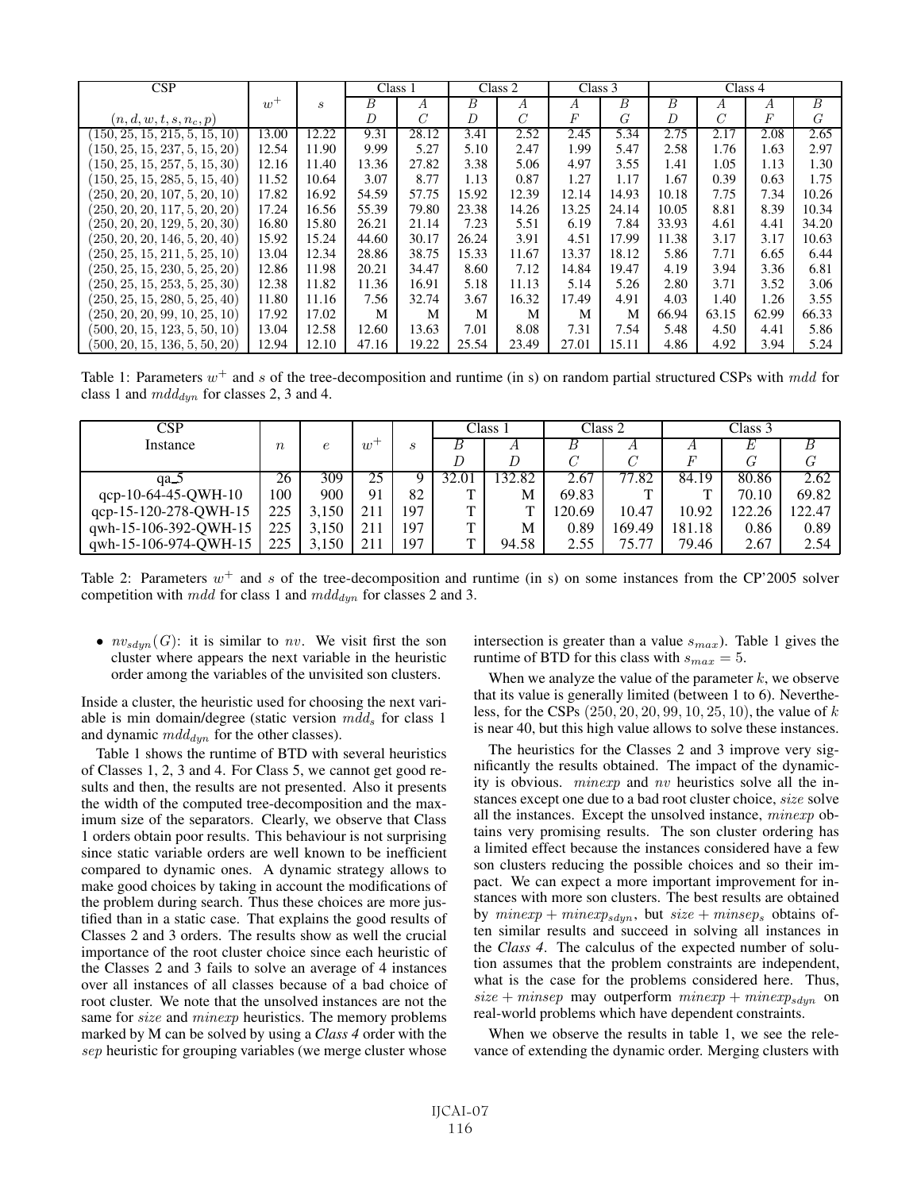| CSP | $w^+$ | $s$ | Class 1 | | Class 2 | | Class 3 | | Class 4 | | | |
|---|---|---|---|---|---|---|---|---|---|---|---|---|
| | | | $B$ | $A$ | $B$ | $A$ | $A$ | $B$ | $B$ | $A$ | $A$ | $B$ |
| $(n, d, w, t, s, n_c, p)$ | | | $D$ | $C$ | $D$ | $C$ | $F$ | $G$ | $D$ | $C$ | $F$ | $G$ |
| $(150, 25, 15, 215, 5, 15, 10)$ | 13.00 | 12.22 | 9.31 | 28.12 | 3.41 | 2.52 | 2.45 | 5.34 | 2.75 | 2.17 | 2.08 | 2.65 |
| $(150, 25, 15, 237, 5, 15, 20)$ | 12.54 | 11.90 | 9.99 | 5.27 | 5.10 | 2.47 | 1.99 | 5.47 | 2.58 | 1.76 | 1.63 | 2.97 |
| $(150, 25, 15, 257, 5, 15, 30)$ | 12.16 | 11.40 | 13.36 | 27.82 | 3.38 | 5.06 | 4.97 | 3.55 | 1.41 | 1.05 | 1.13 | 1.30 |
| $(150, 25, 15, 285, 5, 15, 40)$ | 11.52 | 10.64 | 3.07 | 8.77 | 1.13 | 0.87 | 1.27 | 1.17 | 1.67 | 0.39 | 0.63 | 1.75 |
| $(250, 20, 20, 107, 5, 20, 10)$ | 17.82 | 16.92 | 54.59 | 57.75 | 15.92 | 12.39 | 12.14 | 14.93 | 10.18 | 7.75 | 7.34 | 10.26 |
| $(250, 20, 20, 117, 5, 20, 20)$ | 17.24 | 16.56 | 55.39 | 79.80 | 23.38 | 14.26 | 13.25 | 24.14 | 10.05 | 8.81 | 8.39 | 10.34 |
| $(250, 20, 20, 129, 5, 20, 30)$ | 16.80 | 15.80 | 26.21 | 21.14 | 7.23 | 5.51 | 6.19 | 7.84 | 33.93 | 4.61 | 4.41 | 34.20 |
| $(250, 20, 20, 146, 5, 20, 40)$ | 15.92 | 15.24 | 44.60 | 30.17 | 26.24 | 3.91 | 4.51 | 17.99 | 11.38 | 3.17 | 3.17 | 10.63 |
| $(250, 25, 15, 211, 5, 25, 10)$ | 13.04 | 12.34 | 28.86 | 38.75 | 15.33 | 11.67 | 13.37 | 18.12 | 5.86 | 7.71 | 6.65 | 6.44 |
| $(250, 25, 15, 230, 5, 25, 20)$ | 12.86 | 11.98 | 20.21 | 34.47 | 8.60 | 7.12 | 14.84 | 19.47 | 4.19 | 3.94 | 3.36 | 6.81 |
| $(250, 25, 15, 253, 5, 25, 30)$ | 12.38 | 11.82 | 11.36 | 16.91 | 5.18 | 11.13 | 5.14 | 5.26 | 2.80 | 3.71 | 3.52 | 3.06 |
| $(250, 25, 15, 280, 5, 25, 40)$ | 11.80 | 11.16 | 7.56 | 32.74 | 3.67 | 16.32 | 17.49 | 4.91 | 4.03 | 1.40 | 1.26 | 3.55 |
| $(250, 20, 20, 99, 10, 25, 10)$ | 17.92 | 17.02 | M | M | M | M | M | M | 66.94 | 63.15 | 62.99 | 66.33 |
| $(500, 20, 15, 123, 5, 50, 10)$ | 13.04 | 12.58 | 12.60 | 13.63 | 7.01 | 8.08 | 7.31 | 7.54 | 5.48 | 4.50 | 4.41 | 5.86 |
| $(500, 20, 15, 136, 5, 50, 20)$ | 12.94 | 12.10 | 47.16 | 19.22 | 25.54 | 23.49 | 27.01 | 15.11 | 4.86 | 4.92 | 3.94 | 5.24 |

Table 1: Parameters $w^+$ and $s$ of the tree-decomposition and runtime (in s) on random partial structured CSPs with $mdd$ for class 1 and $mdd_{dyn}$ for classes 2, 3 and 4.

| CSP | $n$ | $e$ | $w^+$ | $s$ | Class 1 | | Class 2 | | Class 3 | | |
|---|---|---|---|---|---|---|---|---|---|---|---|
| Instance | | | | | $B$ | $A$ | $B$ | $A$ | $A$ | $E$ | $B$ |
| | | | | | $D$ | $D$ | $C$ | $C$ | $F$ | $G$ | $G$ |
| qa_5 | 26 | 309 | 25 | 9 | 32.01 | 132.82 | 2.67 | 77.82 | 84.19 | 80.86 | 2.62 |
| qcp-10-64-45-QWH-10 | 100 | 900 | 91 | 82 | T | M | 69.83 | T | T | 70.10 | 69.82 |
| qcp-15-120-278-QWH-15 | 225 | 3,150 | 211 | 197 | T | T | 120.69 | 10.47 | 10.92 | 122.26 | 122.47 |
| qwh-15-106-392-QWH-15 | 225 | 3,150 | 211 | 197 | T | M | 0.89 | 169.49 | 181.18 | 0.86 | 0.89 |
| qwh-15-106-974-QWH-15 | 225 | 3,150 | 211 | 197 | T | 94.58 | 2.55 | 75.77 | 79.46 | 2.67 | 2.54 |

Table 2: Parameters $w^+$ and $s$ of the tree-decomposition and runtime (in s) on some instances from the CP'2005 solver competition with $mdd$ for class 1 and $mdd_{dyn}$ for classes 2 and 3.

- $nv_{sdyn}(G)$: it is similar to $nv$. We visit first the son cluster where appears the next variable in the heuristic order among the variables of the unvisited son clusters.

Inside a cluster, the heuristic used for choosing the next variable is min domain/degree (static version $mdd_s$ for class 1 and dynamic $mdd_{dyn}$ for the other classes).

Table 1 shows the runtime of BTD with several heuristics of Classes 1, 2, 3 and 4. For Class 5, we cannot get good results and then, the results are not presented. Also it presents the width of the computed tree-decomposition and the maximum size of the separators. Clearly, we observe that Class 1 orders obtain poor results. This behaviour is not surprising since static variable orders are well known to be inefficient compared to dynamic ones. A dynamic strategy allows to make good choices by taking in account the modifications of the problem during search. Thus these choices are more justified than in a static case. That explains the good results of Classes 2 and 3 orders. The results show as well the crucial importance of the root cluster choice since each heuristic of the Classes 2 and 3 fails to solve an average of 4 instances over all instances of all classes because of a bad choice of root cluster. We note that the unsolved instances are not the same for $size$ and $minexp$ heuristics. The memory problems marked by M can be solved by using a *Class 4* order with the $sep$ heuristic for grouping variables (we merge cluster whose intersection is greater than a value $s_{max}$). Table 1 gives the runtime of BTD for this class with $s_{max} = 5$.

When we analyze the value of the parameter $k$, we observe that its value is generally limited (between 1 to 6). Nevertheless, for the CSPs $(250, 20, 20, 99, 10, 25, 10)$, the value of $k$ is near 40, but this high value allows to solve these instances.

The heuristics for the Classes 2 and 3 improve very significantly the results obtained. The impact of the dynamicity is obvious. $minexp$ and $nv$ heuristics solve all the instances except one due to a bad root cluster choice, $size$ solve all the instances. Except the unsolved instance, $minexp$ obtains very promising results. The son cluster ordering has a limited effect because the instances considered have a few son clusters reducing the possible choices and so their impact. We can expect a more important improvement for instances with more son clusters. The best results are obtained by $minexp + minexp_{sdyn}$, but $size + minsep_s$ obtains often similar results and succeed in solving all instances in the *Class 4*. The calculus of the expected number of solution assumes that the problem constraints are independent, what is the case for the problems considered here. Thus, $size + minsep$ may outperform $minexp + minexp_{sdyn}$ on real-world problems which have dependent constraints.

When we observe the results in table 1, we see the relevance of extending the dynamic order. Merging clusters with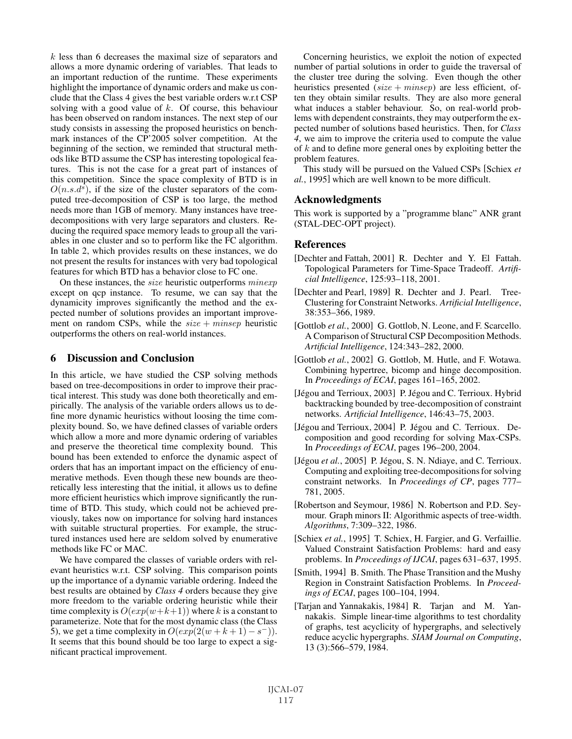$k$ less than 6 decreases the maximal size of separators and allows a more dynamic ordering of variables. That leads to an important reduction of the runtime. These experiments highlight the importance of dynamic orders and make us conclude that the Class 4 gives the best variable orders w.r.t CSP solving with a good value of $k$. Of course, this behaviour has been observed on random instances. The next step of our study consists in assessing the proposed heuristics on benchmark instances of the CP'2005 solver competition. At the beginning of the section, we reminded that structural methods like BTD assume the CSP has interesting topological features. This is not the case for a great part of instances of this competition. Since the space complexity of BTD is in $O(n.s.d^s)$, if the size of the cluster separators of the computed tree-decomposition of CSP is too large, the method needs more than 1GB of memory. Many instances have tree-decompositions with very large separators and clusters. Reducing the required space memory leads to group all the variables in one cluster and so to perform like the FC algorithm. In table 2, which provides results on these instances, we do not present the results for instances with very bad topological features for which BTD has a behavior close to FC one.

On these instances, the $size$ heuristic outperforms $minexp$ except on qcp instance. To resume, we can say that the dynamicity improves significantly the method and the expected number of solutions provides an important improvement on random CSPs, while the $size + minsep$ heuristic outperforms the others on real-world instances.

## 6 Discussion and Conclusion

In this article, we have studied the CSP solving methods based on tree-decompositions in order to improve their practical interest. This study was done both theoretically and empirically. The analysis of the variable orders allows us to define more dynamic heuristics without loosing the time complexity bound. So, we have defined classes of variable orders which allow a more and more dynamic ordering of variables and preserve the theoretical time complexity bound. This bound has been extended to enforce the dynamic aspect of orders that has an important impact on the efficiency of enumerative methods. Even though these new bounds are theoretically less interesting that the initial, it allows us to define more efficient heuristics which improve significantly the runtime of BTD. This study, which could not be achieved previously, takes now on importance for solving hard instances with suitable structural properties. For example, the structured instances used here are seldom solved by enumerative methods like FC or MAC.

We have compared the classes of variable orders with relevant heuristics w.r.t. CSP solving. This comparison points up the importance of a dynamic variable ordering. Indeed the best results are obtained by *Class 4* orders because they give more freedom to the variable ordering heuristic while their time complexity is $O(exp(w+k+1))$ where $k$ is a constant to parameterize. Note that for the most dynamic class (the Class 5), we get a time complexity in $O(exp(2(w + k + 1) - s^-))$. It seems that this bound should be too large to expect a significant practical improvement.

Concerning heuristics, we exploit the notion of expected number of partial solutions in order to guide the traversal of the cluster tree during the solving. Even though the other heuristics presented ($size + minsep$) are less efficient, often they obtain similar results. They are also more general what induces a stabler behaviour. So, on real-world problems with dependent constraints, they may outperform the expected number of solutions based heuristics. Then, for *Class 4*, we aim to improve the criteria used to compute the value of $k$ and to define more general ones by exploiting better the problem features.

This study will be pursued on the Valued CSPs [Schiex *et al.*, 1995] which are well known to be more difficult.

## Acknowledgments

This work is supported by a "programme blanc" ANR grant (STAL-DEC-OPT project).

## References

[Dechter and Fattah, 2001] R. Dechter and Y. El Fattah. Topological Parameters for Time-Space Tradeoff. *Artificial Intelligence*, 125:93–118, 2001.

[Dechter and Pearl, 1989] R. Dechter and J. Pearl. Tree-Clustering for Constraint Networks. *Artificial Intelligence*, 38:353–366, 1989.

[Gottlob *et al.*, 2000] G. Gottlob, N. Leone, and F. Scarcello. A Comparison of Structural CSP Decomposition Methods. *Artificial Intelligence*, 124:343–282, 2000.

[Gottlob *et al.*, 2002] G. Gottlob, M. Hutle, and F. Wotawa. Combining hypertree, bicomp and hinge decomposition. In *Proceedings of ECAI*, pages 161–165, 2002.

[Jégou and Terrioux, 2003] P. Jégou and C. Terrioux. Hybrid backtracking bounded by tree-decomposition of constraint networks. *Artificial Intelligence*, 146:43–75, 2003.

[Jégou and Terrioux, 2004] P. Jégou and C. Terrioux. Decomposition and good recording for solving Max-CSPs. In *Proceedings of ECAI*, pages 196–200, 2004.

[Jégou *et al.*, 2005] P. Jégou, S. N. Ndiaye, and C. Terrioux. Computing and exploiting tree-decompositions for solving constraint networks. In *Proceedings of CP*, pages 777–781, 2005.

[Robertson and Seymour, 1986] N. Robertson and P.D. Seymour. Graph minors II: Algorithmic aspects of tree-width. *Algorithms*, 7:309–322, 1986.

[Schiex *et al.*, 1995] T. Schiex, H. Fargier, and G. Verfaillie. Valued Constraint Satisfaction Problems: hard and easy problems. In *Proceedings of IJCAI*, pages 631–637, 1995.

[Smith, 1994] B. Smith. The Phase Transition and the Mushy Region in Constraint Satisfaction Problems. In *Proceedings of ECAI*, pages 100–104, 1994.

[Tarjan and Yannakakis, 1984] R. Tarjan and M. Yannakakis. Simple linear-time algorithms to test chordality of graphs, test acyclicity of hypergraphs, and selectively reduce acyclic hypergraphs. *SIAM Journal on Computing*, 13 (3):566–579, 1984.